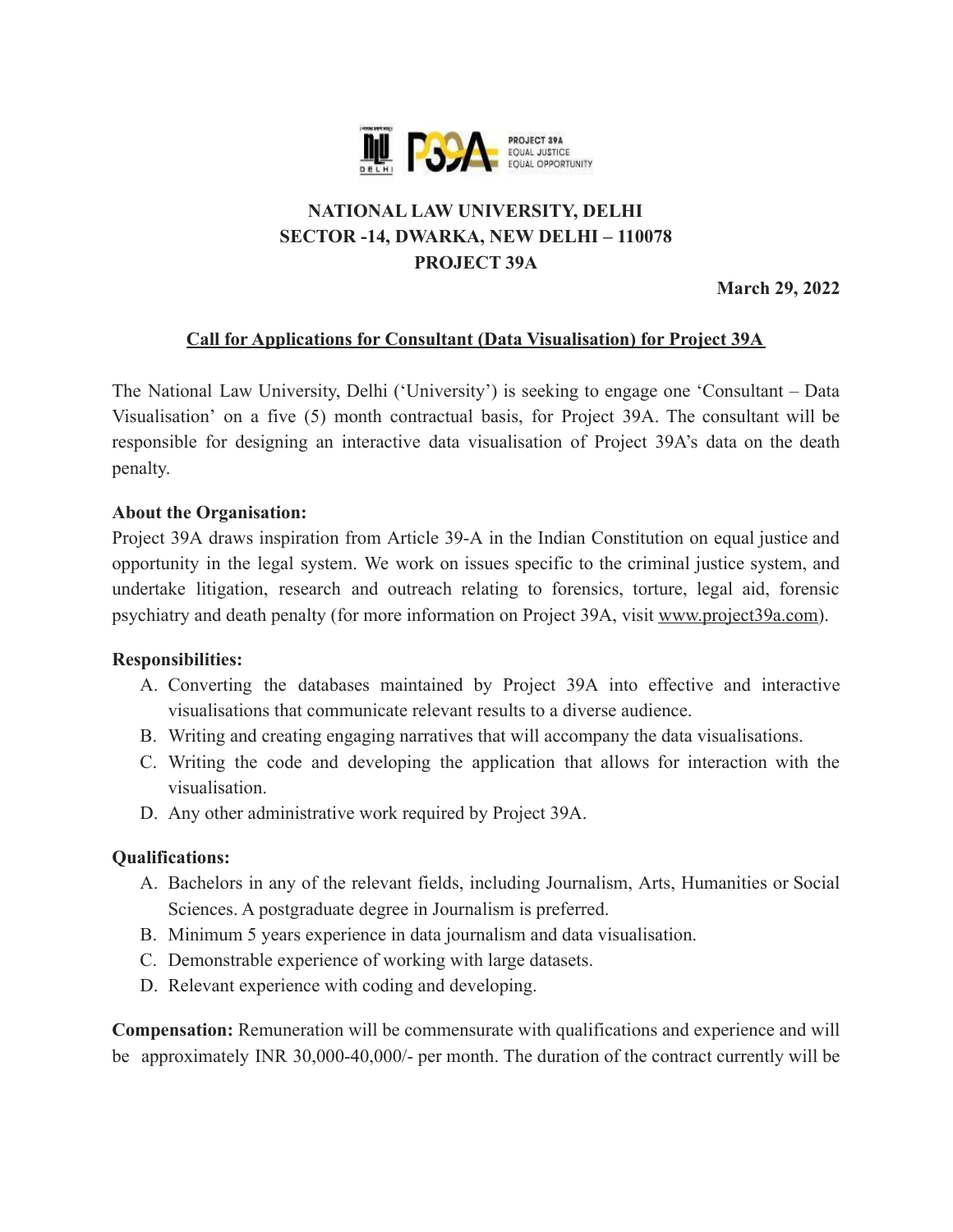**NATIONAL LAW UNIVERSITY, DELHI**
**SECTOR -14, DWARKA, NEW DELHI – 110078**
**PROJECT 39A**

**March 29, 2022**

## Call for Applications for Consultant (Data Visualisation) for Project 39A

The National Law University, Delhi ('University') is seeking to engage one 'Consultant – Data Visualisation' on a five (5) month contractual basis, for Project 39A. The consultant will be responsible for designing an interactive data visualisation of Project 39A's data on the death penalty.

**About the Organisation:**
Project 39A draws inspiration from Article 39-A in the Indian Constitution on equal justice and opportunity in the legal system. We work on issues specific to the criminal justice system, and undertake litigation, research and outreach relating to forensics, torture, legal aid, forensic psychiatry and death penalty (for more information on Project 39A, visit www.project39a.com).

**Responsibilities:**

A. Converting the databases maintained by Project 39A into effective and interactive visualisations that communicate relevant results to a diverse audience.
B. Writing and creating engaging narratives that will accompany the data visualisations.
C. Writing the code and developing the application that allows for interaction with the visualisation.
D. Any other administrative work required by Project 39A.

**Qualifications:**

A. Bachelors in any of the relevant fields, including Journalism, Arts, Humanities or Social Sciences. A postgraduate degree in Journalism is preferred.
B. Minimum 5 years experience in data journalism and data visualisation.
C. Demonstrable experience of working with large datasets.
D. Relevant experience with coding and developing.

**Compensation:** Remuneration will be commensurate with qualifications and experience and will be approximately INR 30,000-40,000/- per month. The duration of the contract currently will be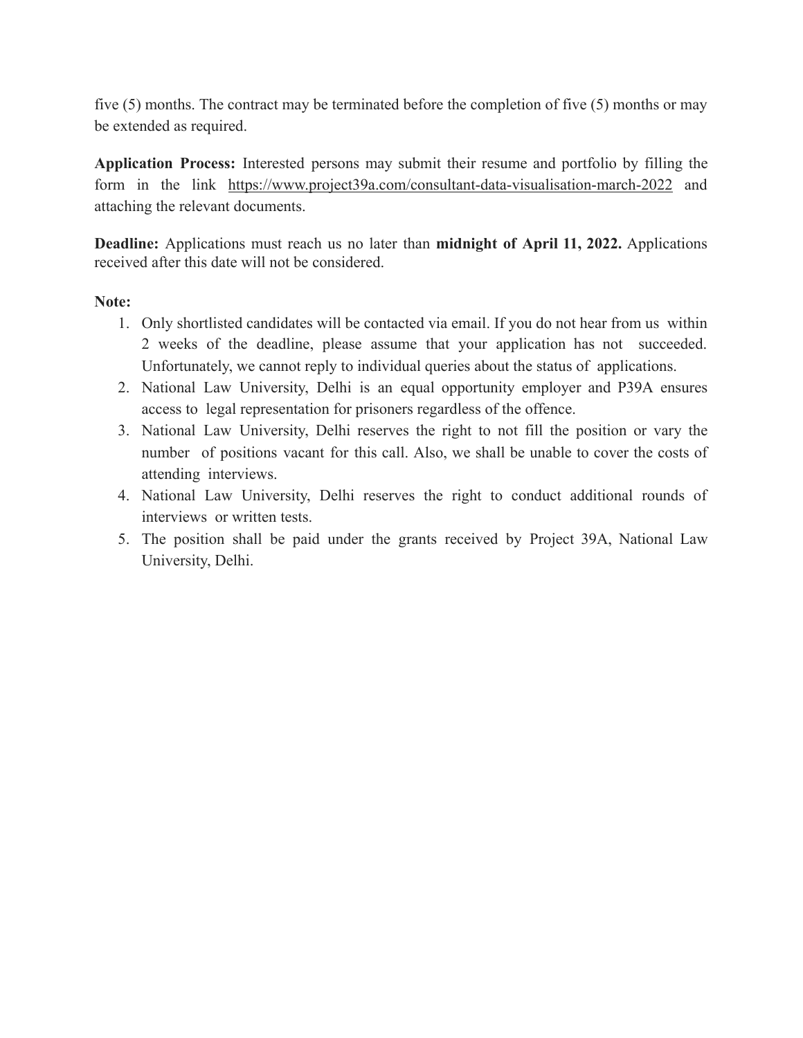five (5) months. The contract may be terminated before the completion of five (5) months or may be extended as required.

**Application Process:** Interested persons may submit their resume and portfolio by filling the form in the link https://www.project39a.com/consultant-data-visualisation-march-2022 and attaching the relevant documents.

**Deadline:** Applications must reach us no later than **midnight of April 11, 2022.** Applications received after this date will not be considered.

**Note:**

1. Only shortlisted candidates will be contacted via email. If you do not hear from us within 2 weeks of the deadline, please assume that your application has not succeeded. Unfortunately, we cannot reply to individual queries about the status of applications.
2. National Law University, Delhi is an equal opportunity employer and P39A ensures access to legal representation for prisoners regardless of the offence.
3. National Law University, Delhi reserves the right to not fill the position or vary the number of positions vacant for this call. Also, we shall be unable to cover the costs of attending interviews.
4. National Law University, Delhi reserves the right to conduct additional rounds of interviews or written tests.
5. The position shall be paid under the grants received by Project 39A, National Law University, Delhi.